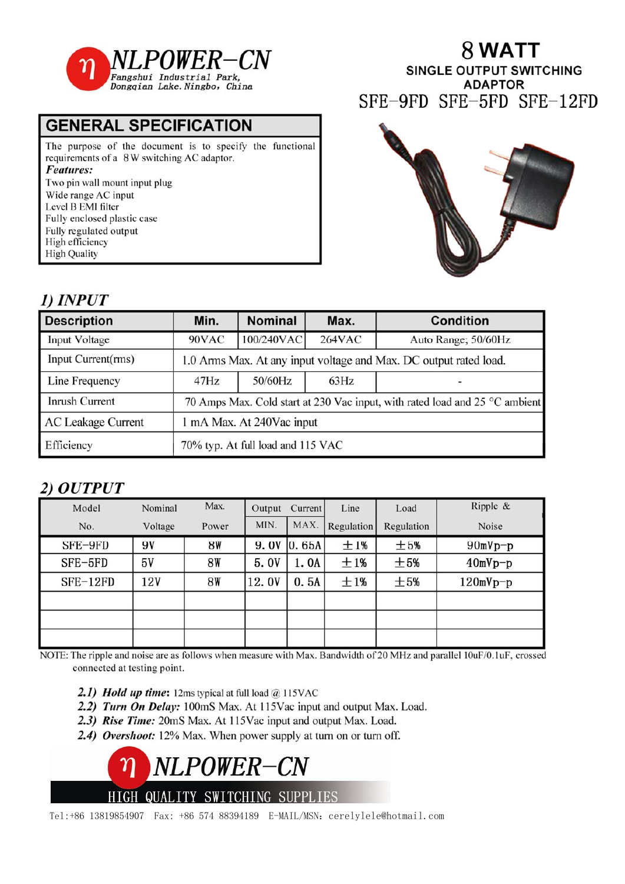NLPOWER-CN
Fangshui Industrial Park,
Dongqian Lake. Ningbo, China

# 8 WATT

## SINGLE OUTPUT SWITCHING ADAPTOR

## SFE-9FD SFE-5FD SFE-12FD

## GENERAL SPECIFICATION

The purpose of the document is to specify the functional requirements of a 8 W switching AC adaptor.

***Features:***

Two pin wall mount input plug
Wide range AC input
Level B EMI filter
Fully enclosed plastic case
Fully regulated output
High efficiency
High Quality

## *1) INPUT*

| Description | Min. | Nominal | Max. | Condition |
|---|---|---|---|---|
| Input Voltage | 90VAC | 100/240VAC | 264VAC | Auto Range; 50/60Hz |
| Input Current(rms) | 1.0 Arms Max. At any input voltage and Max. DC output rated load. | | | |
| Line Frequency | 47Hz | 50/60Hz | 63Hz | - |
| Inrush Current | 70 Amps Max. Cold start at 230 Vac input, with rated load and 25 °C ambient | | | |
| AC Leakage Current | 1 mA Max. At 240Vac input | | | |
| Efficiency | 70% typ. At full load and 115 VAC | | | |

## *2) OUTPUT*

| Model No. | Nominal Voltage | Max. Power | Output MIN. | Current MAX. | Line Regulation | Load Regulation | Ripple & Noise |
|---|---|---|---|---|---|---|---|
| SFE-9FD | 9V | 8W | 9.0V | 0.65A | ±1% | ±5% | 90mVp-p |
| SFE-5FD | 5V | 8W | 5.0V | 1.0A | ±1% | ±5% | 40mVp-p |
| SFE-12FD | 12V | 8W | 12.0V | 0.5A | ±1% | ±5% | 120mVp-p |
| | | | | | | | |
| | | | | | | | |
| | | | | | | | |

NOTE: The ripple and noise are as follows when measure with Max. Bandwidth of 20 MHz and parallel 10uF/0.1uF, crossed connected at testing point.

***2.1) Hold up time:*** 12ms typical at full load @ 115VAC
***2.2) Turn On Delay:*** 100mS Max. At 115Vac input and output Max. Load.
***2.3) Rise Time:*** 20mS Max. At 115Vac input and output Max. Load.
***2.4) Overshoot:*** 12% Max. When power supply at turn on or turn off.

NLPOWER-CN
HIGH QUALITY SWITCHING SUPPLIES

Tel:+86 13819854907 Fax: +86 574 88394189 E-MAIL/MSN: cerelylele@hotmail.com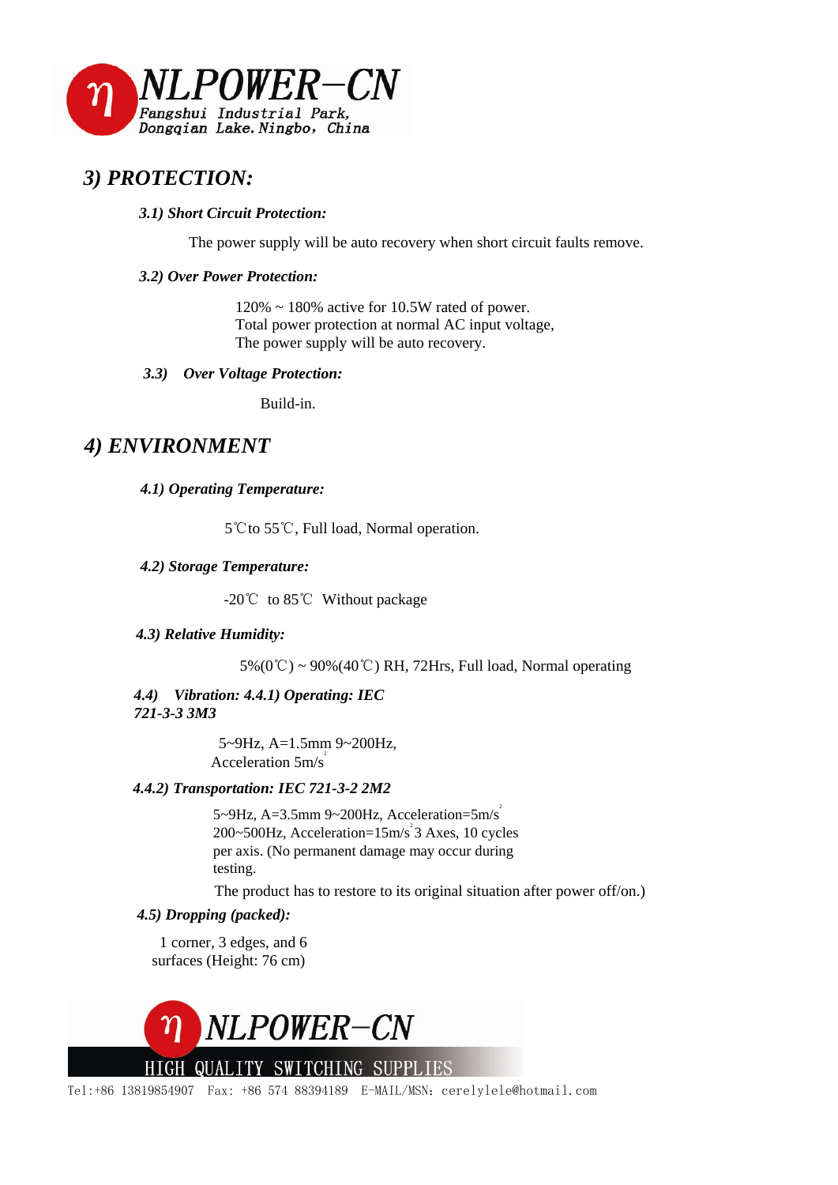## 3) PROTECTION:

### 3.1) Short Circuit Protection:

The power supply will be auto recovery when short circuit faults remove.

### 3.2) Over Power Protection:

120% ~ 180% active for 10.5W rated of power.
Total power protection at normal AC input voltage,
The power supply will be auto recovery.

### 3.3) Over Voltage Protection:

Build-in.

## 4) ENVIRONMENT

### 4.1) Operating Temperature:

5℃to 55℃, Full load, Normal operation.

### 4.2) Storage Temperature:

-20℃ to 85℃ Without package

### 4.3) Relative Humidity:

5%(0℃) ~ 90%(40℃) RH, 72Hrs, Full load, Normal operating

### 4.4) Vibration: 4.4.1) Operating: IEC 721-3-3 3M3

5~9Hz, A=1.5mm 9~200Hz,
Acceleration $5m/s^2$

### 4.4.2) Transportation: IEC 721-3-2 2M2

5~9Hz, A=3.5mm 9~200Hz, Acceleration=$5m/s^2$
200~500Hz, Acceleration=$15m/s^2$ 3 Axes, 10 cycles
per axis. (No permanent damage may occur during
testing.

The product has to restore to its original situation after power off/on.)

### 4.5) Dropping (packed):

1 corner, 3 edges, and 6
surfaces (Height: 76 cm)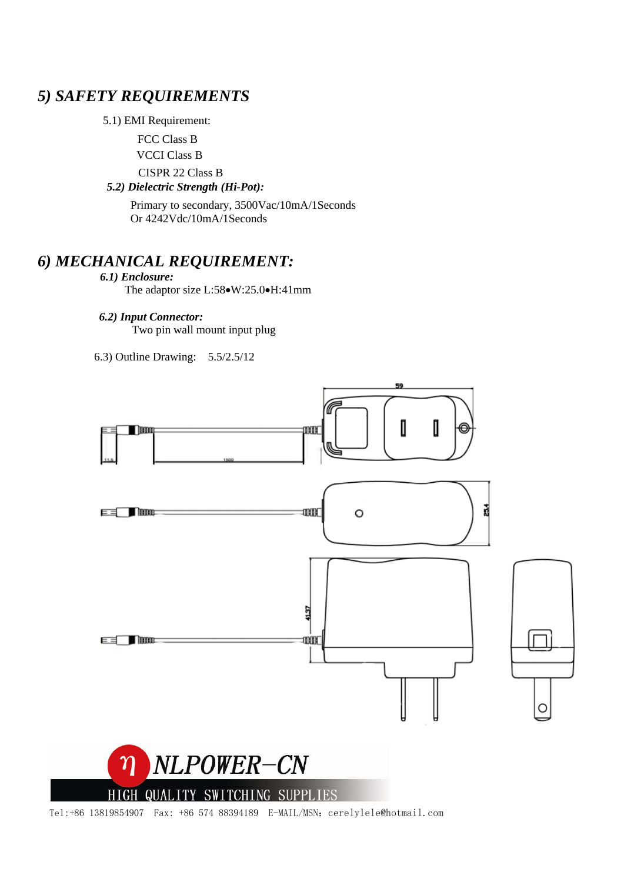## 5) SAFETY REQUIREMENTS

5.1) EMI Requirement:

FCC Class B

VCCI Class B

CISPR 22 Class B

***5.2) Dielectric Strength (Hi-Pot):***

Primary to secondary, 3500Vac/10mA/1Seconds
Or 4242Vdc/10mA/1Seconds

## 6) MECHANICAL REQUIREMENT:

***6.1) Enclosure:***

The adaptor size L:58•W:25.0•H:41mm

***6.2) Input Connector:***

Two pin wall mount input plug

6.3) Outline Drawing: 5.5/2.5/12

59

11.5

1500

25.4

41.37

NLPOWER-CN

HIGH QUALITY SWITCHING SUPPLIES

Tel:+86 13819854907 Fax: +86 574 88394189 E-MAIL/MSN: cerelylele@hotmail.com